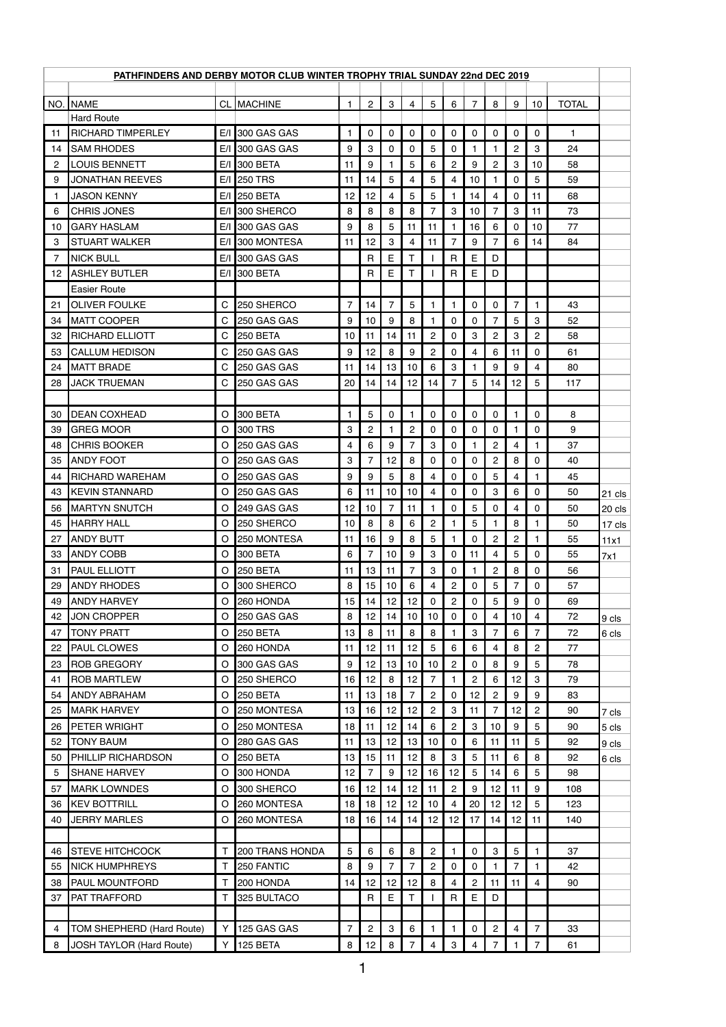**PATHFINDERS AND DERBY MOTOR CLUB WINTER TROPHY TRIAL SUNDAY 22nd DEC 2019**

| NO. | NAME | CL | MACHINE | 1 | 2 | 3 | 4 | 5 | 6 | 7 | 8 | 9 | 10 | TOTAL | |
|---|---|---|---|---|---|---|---|---|---|---|---|---|---|---|---|
| | Hard Route | | | | | | | | | | | | | | |
| 11 | RICHARD TIMPERLEY | E/I | 300 GAS GAS | 1 | 0 | 0 | 0 | 0 | 0 | 0 | 0 | 0 | 0 | 1 | |
| 14 | SAM RHODES | E/I | 300 GAS GAS | 9 | 3 | 0 | 0 | 5 | 0 | 1 | 1 | 2 | 3 | 24 | |
| 2 | LOUIS BENNETT | E/I | 300 BETA | 11 | 9 | 1 | 5 | 6 | 2 | 9 | 2 | 3 | 10 | 58 | |
| 9 | JONATHAN REEVES | E/I | 250 TRS | 11 | 14 | 5 | 4 | 5 | 4 | 10 | 1 | 0 | 5 | 59 | |
| 1 | JASON KENNY | E/I | 250 BETA | 12 | 12 | 4 | 5 | 5 | 1 | 14 | 4 | 0 | 11 | 68 | |
| 6 | CHRIS JONES | E/I | 300 SHERCO | 8 | 8 | 8 | 8 | 7 | 3 | 10 | 7 | 3 | 11 | 73 | |
| 10 | GARY HASLAM | E/I | 300 GAS GAS | 9 | 8 | 5 | 11 | 11 | 1 | 16 | 6 | 0 | 10 | 77 | |
| 3 | STUART WALKER | E/I | 300 MONTESA | 11 | 12 | 3 | 4 | 11 | 7 | 9 | 7 | 6 | 14 | 84 | |
| 7 | NICK BULL | E/I | 300 GAS GAS | | R | E | T | I | R | E | D | | | | |
| 12 | ASHLEY BUTLER | E/I | 300 BETA | | R | E | T | I | R | E | D | | | | |
| | Easier Route | | | | | | | | | | | | | | |
| 21 | OLIVER FOULKE | C | 250 SHERCO | 7 | 14 | 7 | 5 | 1 | 1 | 0 | 0 | 7 | 1 | 43 | |
| 34 | MATT COOPER | C | 250 GAS GAS | 9 | 10 | 9 | 8 | 1 | 0 | 0 | 7 | 5 | 3 | 52 | |
| 32 | RICHARD ELLIOTT | C | 250 BETA | 10 | 11 | 14 | 11 | 2 | 0 | 3 | 2 | 3 | 2 | 58 | |
| 53 | CALLUM HEDISON | C | 250 GAS GAS | 9 | 12 | 8 | 9 | 2 | 0 | 4 | 6 | 11 | 0 | 61 | |
| 24 | MATT BRADE | C | 250 GAS GAS | 11 | 14 | 13 | 10 | 6 | 3 | 1 | 9 | 9 | 4 | 80 | |
| 28 | JACK TRUEMAN | C | 250 GAS GAS | 20 | 14 | 14 | 12 | 14 | 7 | 5 | 14 | 12 | 5 | 117 | |
| | | | | | | | | | | | | | | | |
| 30 | DEAN COXHEAD | O | 300 BETA | 1 | 5 | 0 | 1 | 0 | 0 | 0 | 0 | 1 | 0 | 8 | |
| 39 | GREG MOOR | O | 300 TRS | 3 | 2 | 1 | 2 | 0 | 0 | 0 | 0 | 1 | 0 | 9 | |
| 48 | CHRIS BOOKER | O | 250 GAS GAS | 4 | 6 | 9 | 7 | 3 | 0 | 1 | 2 | 4 | 1 | 37 | |
| 35 | ANDY FOOT | O | 250 GAS GAS | 3 | 7 | 12 | 8 | 0 | 0 | 0 | 2 | 8 | 0 | 40 | |
| 44 | RICHARD WAREHAM | O | 250 GAS GAS | 9 | 9 | 5 | 8 | 4 | 0 | 0 | 5 | 4 | 1 | 45 | |
| 43 | KEVIN STANNARD | O | 250 GAS GAS | 6 | 11 | 10 | 10 | 4 | 0 | 0 | 3 | 6 | 0 | 50 | 21 cls |
| 56 | MARTYN SNUTCH | O | 249 GAS GAS | 12 | 10 | 7 | 11 | 1 | 0 | 5 | 0 | 4 | 0 | 50 | 20 cls |
| 45 | HARRY HALL | O | 250 SHERCO | 10 | 8 | 8 | 6 | 2 | 1 | 5 | 1 | 8 | 1 | 50 | 17 cls |
| 27 | ANDY BUTT | O | 250 MONTESA | 11 | 16 | 9 | 8 | 5 | 1 | 0 | 2 | 2 | 1 | 55 | 11x1 |
| 33 | ANDY COBB | O | 300 BETA | 6 | 7 | 10 | 9 | 3 | 0 | 11 | 4 | 5 | 0 | 55 | 7x1 |
| 31 | PAUL ELLIOTT | O | 250 BETA | 11 | 13 | 11 | 7 | 3 | 0 | 1 | 2 | 8 | 0 | 56 | |
| 29 | ANDY RHODES | O | 300 SHERCO | 8 | 15 | 10 | 6 | 4 | 2 | 0 | 5 | 7 | 0 | 57 | |
| 49 | ANDY HARVEY | O | 260 HONDA | 15 | 14 | 12 | 12 | 0 | 2 | 0 | 5 | 9 | 0 | 69 | |
| 42 | JON CROPPER | O | 250 GAS GAS | 8 | 12 | 14 | 10 | 10 | 0 | 0 | 4 | 10 | 4 | 72 | 9 cls |
| 47 | TONY PRATT | O | 250 BETA | 13 | 8 | 11 | 8 | 8 | 1 | 3 | 7 | 6 | 7 | 72 | 6 cls |
| 22 | PAUL CLOWES | O | 260 HONDA | 11 | 12 | 11 | 12 | 5 | 6 | 6 | 4 | 8 | 2 | 77 | |
| 23 | ROB GREGORY | O | 300 GAS GAS | 9 | 12 | 13 | 10 | 10 | 2 | 0 | 8 | 9 | 5 | 78 | |
| 41 | ROB MARTLEW | O | 250 SHERCO | 16 | 12 | 8 | 12 | 7 | 1 | 2 | 6 | 12 | 3 | 79 | |
| 54 | ANDY ABRAHAM | O | 250 BETA | 11 | 13 | 18 | 7 | 2 | 0 | 12 | 2 | 9 | 9 | 83 | |
| 25 | MARK HARVEY | O | 250 MONTESA | 13 | 16 | 12 | 12 | 2 | 3 | 11 | 7 | 12 | 2 | 90 | 7 cls |
| 26 | PETER WRIGHT | O | 250 MONTESA | 18 | 11 | 12 | 14 | 6 | 2 | 3 | 10 | 9 | 5 | 90 | 5 cls |
| 52 | TONY BAUM | O | 280 GAS GAS | 11 | 13 | 12 | 13 | 10 | 0 | 6 | 11 | 11 | 5 | 92 | 9 cls |
| 50 | PHILLIP RICHARDSON | O | 250 BETA | 13 | 15 | 11 | 12 | 8 | 3 | 5 | 11 | 6 | 8 | 92 | 6 cls |
| 5 | SHANE HARVEY | O | 300 HONDA | 12 | 7 | 9 | 12 | 16 | 12 | 5 | 14 | 6 | 5 | 98 | |
| 57 | MARK LOWNDES | O | 300 SHERCO | 16 | 12 | 14 | 12 | 11 | 2 | 9 | 12 | 11 | 9 | 108 | |
| 36 | KEV BOTTRILL | O | 260 MONTESA | 18 | 18 | 12 | 12 | 10 | 4 | 20 | 12 | 12 | 5 | 123 | |
| 40 | JERRY MARLES | O | 260 MONTESA | 18 | 16 | 14 | 14 | 12 | 12 | 17 | 14 | 12 | 11 | 140 | |
| | | | | | | | | | | | | | | | |
| 46 | STEVE HITCHCOCK | T | 200 TRANS HONDA | 5 | 6 | 6 | 8 | 2 | 1 | 0 | 3 | 5 | 1 | 37 | |
| 55 | NICK HUMPHREYS | T | 250 FANTIC | 8 | 9 | 7 | 7 | 2 | 0 | 0 | 1 | 7 | 1 | 42 | |
| 38 | PAUL MOUNTFORD | T | 200 HONDA | 14 | 12 | 12 | 12 | 8 | 4 | 2 | 11 | 11 | 4 | 90 | |
| 37 | PAT TRAFFORD | T | 325 BULTACO | | R | E | T | I | R | E | D | | | | |
| | | | | | | | | | | | | | | | |
| 4 | TOM SHEPHERD (Hard Route) | Y | 125 GAS GAS | 7 | 2 | 3 | 6 | 1 | 1 | 0 | 2 | 4 | 7 | 33 | |
| 8 | JOSH TAYLOR (Hard Route) | Y | 125 BETA | 8 | 12 | 8 | 7 | 4 | 3 | 4 | 7 | 1 | 7 | 61 | |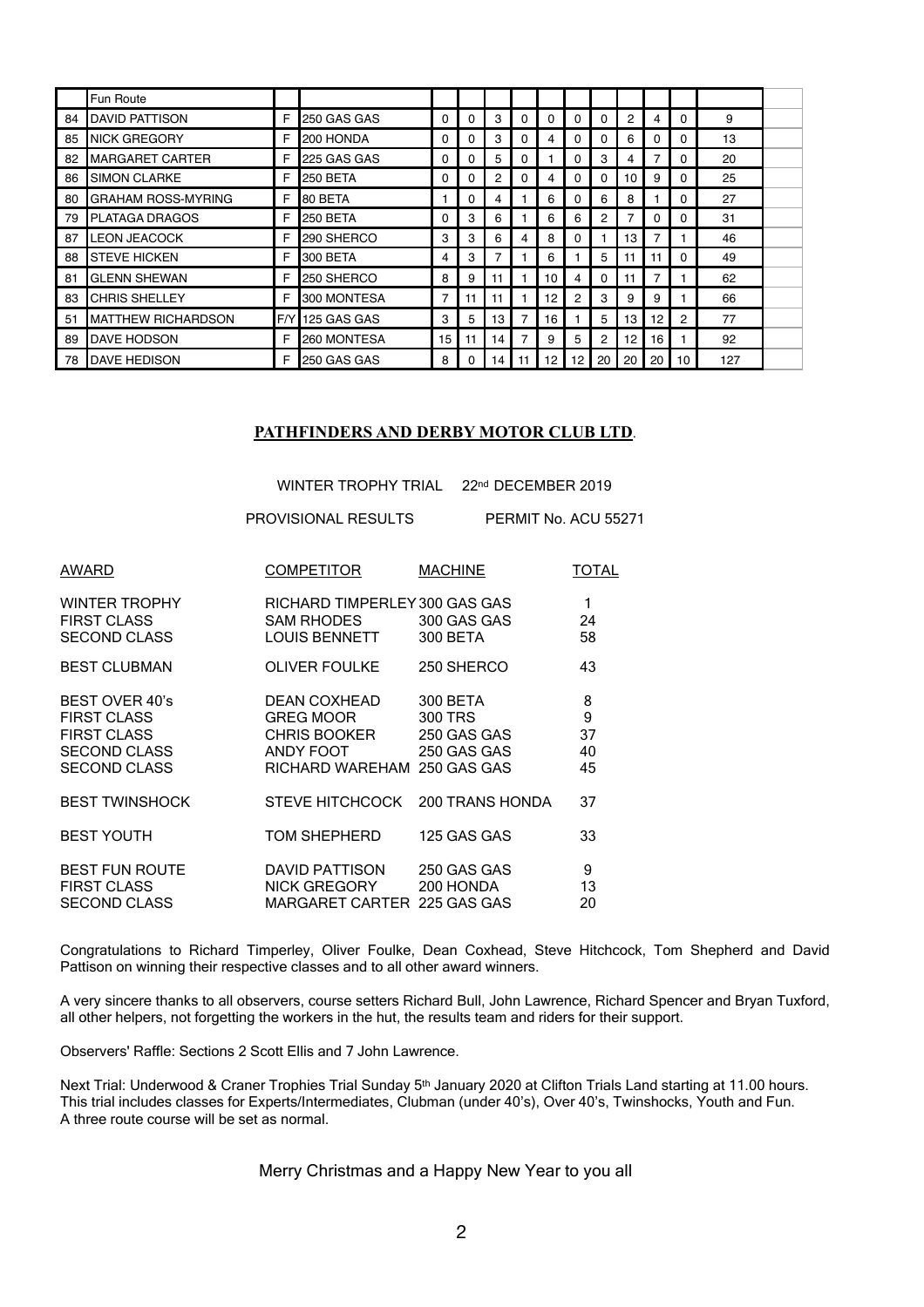| | Fun Route | | | | | | | | | | | | | | |
|---|---|---|---|---|---|---|---|---|---|---|---|---|---|---|---|
| 84 | DAVID PATTISON | F | 250 GAS GAS | 0 | 0 | 3 | 0 | 0 | 0 | 0 | 2 | 4 | 0 | 9 | |
| 85 | NICK GREGORY | F | 200 HONDA | 0 | 0 | 3 | 0 | 4 | 0 | 0 | 6 | 0 | 0 | 13 | |
| 82 | MARGARET CARTER | F | 225 GAS GAS | 0 | 0 | 5 | 0 | 1 | 0 | 3 | 4 | 7 | 0 | 20 | |
| 86 | SIMON CLARKE | F | 250 BETA | 0 | 0 | 2 | 0 | 4 | 0 | 0 | 10 | 9 | 0 | 25 | |
| 80 | GRAHAM ROSS-MYRING | F | 80 BETA | 1 | 0 | 4 | 1 | 6 | 0 | 6 | 8 | 1 | 0 | 27 | |
| 79 | PLATAGA DRAGOS | F | 250 BETA | 0 | 3 | 6 | 1 | 6 | 6 | 2 | 7 | 0 | 0 | 31 | |
| 87 | LEON JEACOCK | F | 290 SHERCO | 3 | 3 | 6 | 4 | 8 | 0 | 1 | 13 | 7 | 1 | 46 | |
| 88 | STEVE HICKEN | F | 300 BETA | 4 | 3 | 7 | 1 | 6 | 1 | 5 | 11 | 11 | 0 | 49 | |
| 81 | GLENN SHEWAN | F | 250 SHERCO | 8 | 9 | 11 | 1 | 10 | 4 | 0 | 11 | 7 | 1 | 62 | |
| 83 | CHRIS SHELLEY | F | 300 MONTESA | 7 | 11 | 11 | 1 | 12 | 2 | 3 | 9 | 9 | 1 | 66 | |
| 51 | MATTHEW RICHARDSON | F/Y | 125 GAS GAS | 3 | 5 | 13 | 7 | 16 | 1 | 5 | 13 | 12 | 2 | 77 | |
| 89 | DAVE HODSON | F | 260 MONTESA | 15 | 11 | 14 | 7 | 9 | 5 | 2 | 12 | 16 | 1 | 92 | |
| 78 | DAVE HEDISON | F | 250 GAS GAS | 8 | 0 | 14 | 11 | 12 | 12 | 20 | 20 | 20 | 10 | 127 | |

**PATHFINDERS AND DERBY MOTOR CLUB LTD**.

WINTER TROPHY TRIAL 22nd DECEMBER 2019

PROVISIONAL RESULTS PERMIT No. ACU 55271

| AWARD | COMPETITOR | MACHINE | TOTAL |
|---|---|---|---|
| WINTER TROPHY | RICHARD TIMPERLEY | 300 GAS GAS | 1 |
| FIRST CLASS | SAM RHODES | 300 GAS GAS | 24 |
| SECOND CLASS | LOUIS BENNETT | 300 BETA | 58 |
| BEST CLUBMAN | OLIVER FOULKE | 250 SHERCO | 43 |
| BEST OVER 40's | DEAN COXHEAD | 300 BETA | 8 |
| FIRST CLASS | GREG MOOR | 300 TRS | 9 |
| FIRST CLASS | CHRIS BOOKER | 250 GAS GAS | 37 |
| SECOND CLASS | ANDY FOOT | 250 GAS GAS | 40 |
| SECOND CLASS | RICHARD WAREHAM | 250 GAS GAS | 45 |
| BEST TWINSHOCK | STEVE HITCHCOCK | 200 TRANS HONDA | 37 |
| BEST YOUTH | TOM SHEPHERD | 125 GAS GAS | 33 |
| BEST FUN ROUTE | DAVID PATTISON | 250 GAS GAS | 9 |
| FIRST CLASS | NICK GREGORY | 200 HONDA | 13 |
| SECOND CLASS | MARGARET CARTER | 225 GAS GAS | 20 |

Congratulations to Richard Timperley, Oliver Foulke, Dean Coxhead, Steve Hitchcock, Tom Shepherd and David Pattison on winning their respective classes and to all other award winners.

A very sincere thanks to all observers, course setters Richard Bull, John Lawrence, Richard Spencer and Bryan Tuxford, all other helpers, not forgetting the workers in the hut, the results team and riders for their support.

Observers' Raffle: Sections 2 Scott Ellis and 7 John Lawrence.

Next Trial: Underwood & Craner Trophies Trial Sunday 5th January 2020 at Clifton Trials Land starting at 11.00 hours. This trial includes classes for Experts/Intermediates, Clubman (under 40's), Over 40's, Twinshocks, Youth and Fun. A three route course will be set as normal.

Merry Christmas and a Happy New Year to you all